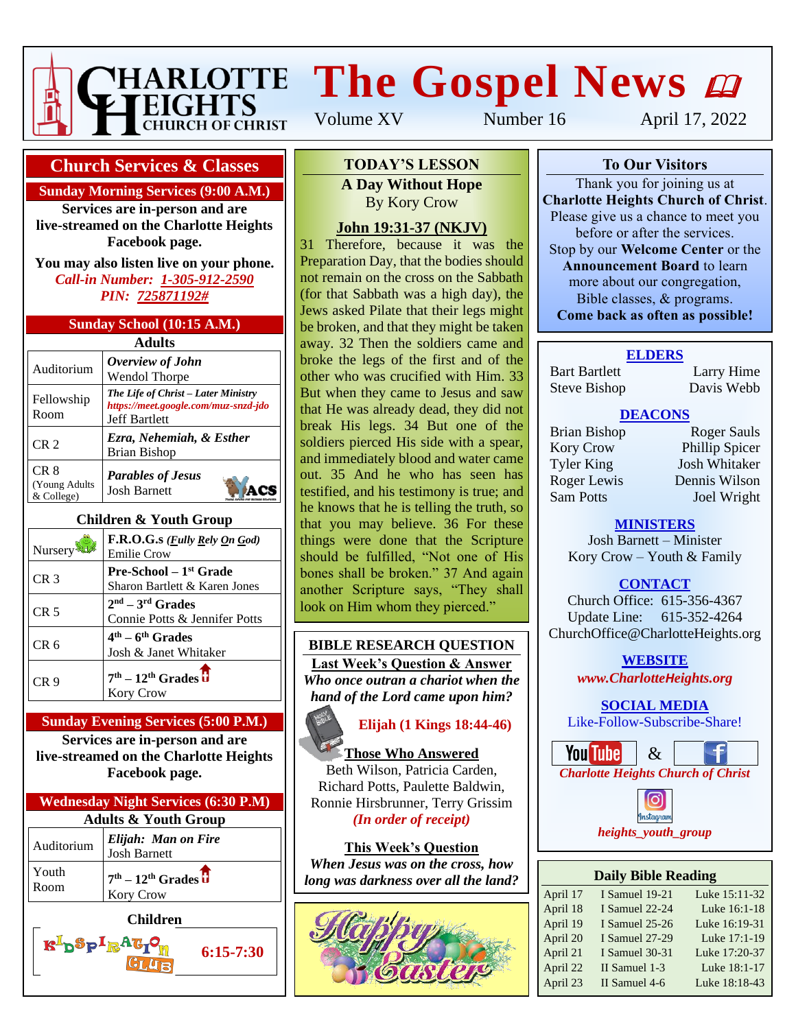# CHARLOTTE HEIGHTS CHURCH OF CHRIST

# The Gospel News

Volume XV Number 16 April 17, 2022

## Church Services & Classes

### Sunday Morning Services (9:00 A.M.)

**Services are in-person and are live-streamed on the Charlotte Heights Facebook page.**

**You may also listen live on your phone.**
***Call-in Number: 1-305-912-2590***
***PIN: 725871192#***

### Sunday School (10:15 A.M.)

**Adults**

| | |
|---|---|
| Auditorium | ***Overview of John*** Wendol Thorpe |
| Fellowship Room | ***The Life of Christ – Later Ministry*** *https://meet.google.com/muz-snzd-jdo* Jeff Bartlett |
| CR 2 | ***Ezra, Nehemiah, & Esther*** Brian Bishop |
| CR 8 (Young Adults & College) | ***Parables of Jesus*** Josh Barnett |

**Children & Youth Group**

| | |
|---|---|
| Nursery | **F.R.O.G.s** ***(Fully Rely On God)*** Emilie Crow |
| CR 3 | **Pre-School – 1st Grade** Sharon Bartlett & Karen Jones |
| CR 5 | **2nd – 3rd Grades** Connie Potts & Jennifer Potts |
| CR 6 | **4th – 6th Grades** Josh & Janet Whitaker |
| CR 9 | **7th – 12th Grades** Kory Crow |

### Sunday Evening Services (5:00 P.M.)

**Services are in-person and are live-streamed on the Charlotte Heights Facebook page.**

### Wednesday Night Services (6:30 P.M)

**Adults & Youth Group**

| | |
|---|---|
| Auditorium | ***Elijah: Man on Fire*** Josh Barnett |
| Youth Room | **7th – 12th Grades** Kory Crow |

**Children**

KIDSPIRATION CLUB **6:15-7:30**

## TODAY'S LESSON

**A Day Without Hope**
By Kory Crow

**John 19:31-37 (NKJV)**

31 Therefore, because it was the Preparation Day, that the bodies should not remain on the cross on the Sabbath (for that Sabbath was a high day), the Jews asked Pilate that their legs might be broken, and that they might be taken away. 32 Then the soldiers came and broke the legs of the first and of the other who was crucified with Him. 33 But when they came to Jesus and saw that He was already dead, they did not break His legs. 34 But one of the soldiers pierced His side with a spear, and immediately blood and water came out. 35 And he who has seen has testified, and his testimony is true; and he knows that he is telling the truth, so that you may believe. 36 For these things were done that the Scripture should be fulfilled, "Not one of His bones shall be broken." 37 And again another Scripture says, "They shall look on Him whom they pierced."

## BIBLE RESEARCH QUESTION

**Last Week's Question & Answer**

***Who once outran a chariot when the hand of the Lord came upon him?***

**Elijah (1 Kings 18:44-46)**

**Those Who Answered**

Beth Wilson, Patricia Carden, Richard Potts, Paulette Baldwin, Ronnie Hirsbrunner, Terry Grissim
*(In order of receipt)*

**This Week's Question**

***When Jesus was on the cross, how long was darkness over all the land?***

Happy Easter

## To Our Visitors

Thank you for joining us at **Charlotte Heights Church of Christ**. Please give us a chance to meet you before or after the services. Stop by our **Welcome Center** or the **Announcement Board** to learn more about our congregation, Bible classes, & programs.
**Come back as often as possible!**

### ELDERS

Bart Bartlett, Larry Hime, Steve Bishop, Davis Webb

### DEACONS

Brian Bishop, Roger Sauls, Kory Crow, Phillip Spicer, Tyler King, Josh Whitaker, Roger Lewis, Dennis Wilson, Sam Potts, Joel Wright

### MINISTERS

Josh Barnett – Minister
Kory Crow – Youth & Family

### CONTACT

Church Office: 615-356-4367
Update Line: 615-352-4264
ChurchOffice@CharlotteHeights.org

### WEBSITE

***www.CharlotteHeights.org***

### SOCIAL MEDIA

Like-Follow-Subscribe-Share!

YouTube & Facebook
***Charlotte Heights Church of Christ***

Instagram
***heights_youth_group***

## Daily Bible Reading

| | | |
|---|---|---|
| April 17 | I Samuel 19-21 | Luke 15:11-32 |
| April 18 | I Samuel 22-24 | Luke 16:1-18 |
| April 19 | I Samuel 25-26 | Luke 16:19-31 |
| April 20 | I Samuel 27-29 | Luke 17:1-19 |
| April 21 | I Samuel 30-31 | Luke 17:20-37 |
| April 22 | II Samuel 1-3 | Luke 18:1-17 |
| April 23 | II Samuel 4-6 | Luke 18:18-43 |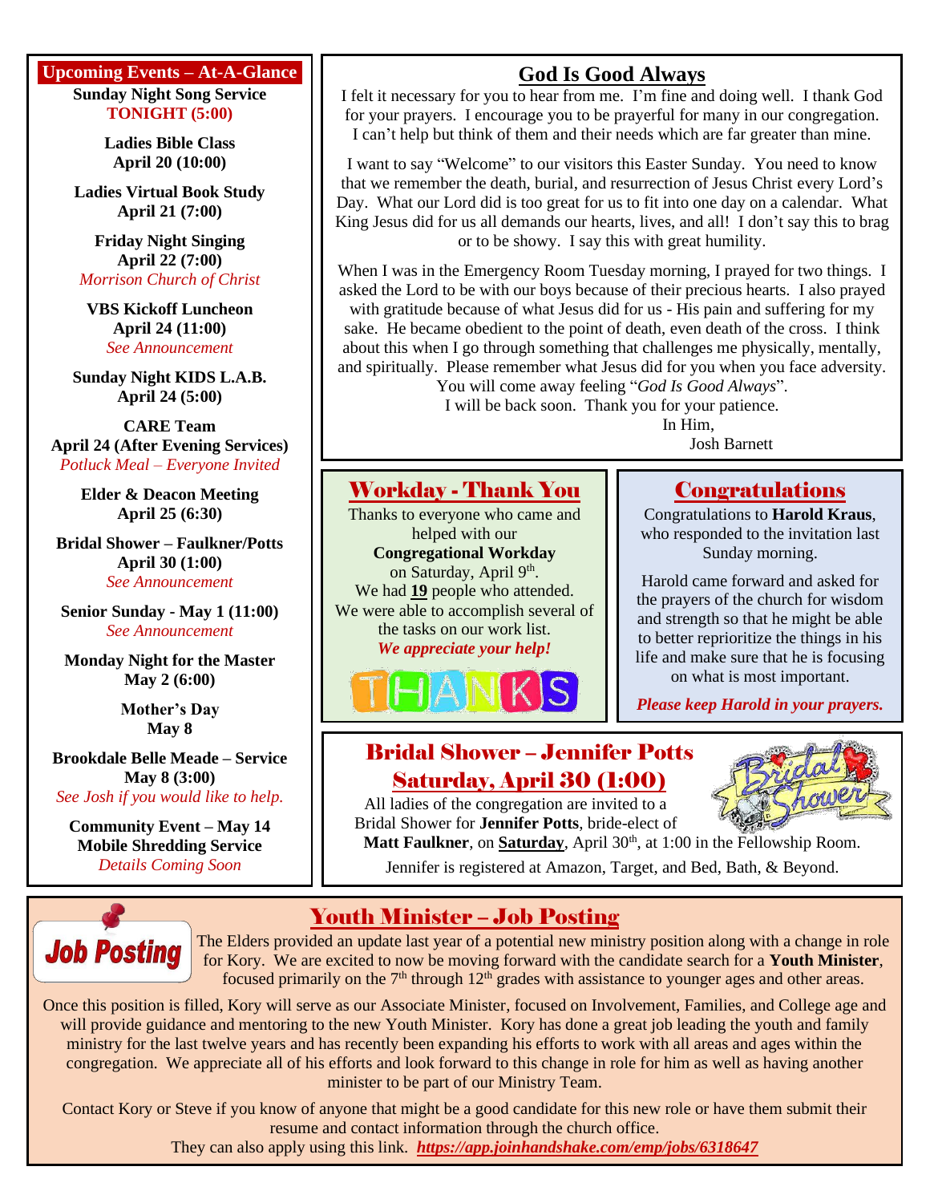## Upcoming Events – At-A-Glance

**Sunday Night Song Service**
**TONIGHT (5:00)**

**Ladies Bible Class**
**April 20 (10:00)**

**Ladies Virtual Book Study**
**April 21 (7:00)**

**Friday Night Singing**
**April 22 (7:00)**
*Morrison Church of Christ*

**VBS Kickoff Luncheon**
**April 24 (11:00)**
*See Announcement*

**Sunday Night KIDS L.A.B.**
**April 24 (5:00)**

**CARE Team**
**April 24 (After Evening Services)**
*Potluck Meal – Everyone Invited*

**Elder & Deacon Meeting**
**April 25 (6:30)**

**Bridal Shower – Faulkner/Potts**
**April 30 (1:00)**
*See Announcement*

**Senior Sunday - May 1 (11:00)**
*See Announcement*

**Monday Night for the Master**
**May 2 (6:00)**

**Mother's Day**
**May 8**

**Brookdale Belle Meade – Service**
**May 8 (3:00)**
*See Josh if you would like to help.*

**Community Event – May 14**
**Mobile Shredding Service**
*Details Coming Soon*

## God Is Good Always

I felt it necessary for you to hear from me. I'm fine and doing well. I thank God for your prayers. I encourage you to be prayerful for many in our congregation. I can't help but think of them and their needs which are far greater than mine.

I want to say "Welcome" to our visitors this Easter Sunday. You need to know that we remember the death, burial, and resurrection of Jesus Christ every Lord's Day. What our Lord did is too great for us to fit into one day on a calendar. What King Jesus did for us all demands our hearts, lives, and all! I don't say this to brag or to be showy. I say this with great humility.

When I was in the Emergency Room Tuesday morning, I prayed for two things. I asked the Lord to be with our boys because of their precious hearts. I also prayed with gratitude because of what Jesus did for us - His pain and suffering for my sake. He became obedient to the point of death, even death of the cross. I think about this when I go through something that challenges me physically, mentally, and spiritually. Please remember what Jesus did for you when you face adversity. You will come away feeling "*God Is Good Always*".

I will be back soon. Thank you for your patience.

In Him,
Josh Barnett

## Workday - Thank You

Thanks to everyone who came and helped with our **Congregational Workday** on Saturday, April 9th. We had **19** people who attended. We were able to accomplish several of the tasks on our work list.

***We appreciate your help!***

THANKS

## Congratulations

Congratulations to **Harold Kraus**, who responded to the invitation last Sunday morning.

Harold came forward and asked for the prayers of the church for wisdom and strength so that he might be able to better reprioritize the things in his life and make sure that he is focusing on what is most important.

***Please keep Harold in your prayers.***

## Bridal Shower – Jennifer Potts
## Saturday, April 30 (1:00)

All ladies of the congregation are invited to a Bridal Shower for **Jennifer Potts**, bride-elect of **Matt Faulkner**, on **Saturday**, April 30th, at 1:00 in the Fellowship Room.

Jennifer is registered at Amazon, Target, and Bed, Bath, & Beyond.

## Youth Minister – Job Posting

Job Posting

The Elders provided an update last year of a potential new ministry position along with a change in role for Kory. We are excited to now be moving forward with the candidate search for a **Youth Minister**, focused primarily on the 7th through 12th grades with assistance to younger ages and other areas.

Once this position is filled, Kory will serve as our Associate Minister, focused on Involvement, Families, and College age and will provide guidance and mentoring to the new Youth Minister. Kory has done a great job leading the youth and family ministry for the last twelve years and has recently been expanding his efforts to work with all areas and ages within the congregation. We appreciate all of his efforts and look forward to this change in role for him as well as having another minister to be part of our Ministry Team.

Contact Kory or Steve if you know of anyone that might be a good candidate for this new role or have them submit their resume and contact information through the church office.
They can also apply using this link. ***https://app.joinhandshake.com/emp/jobs/6318647***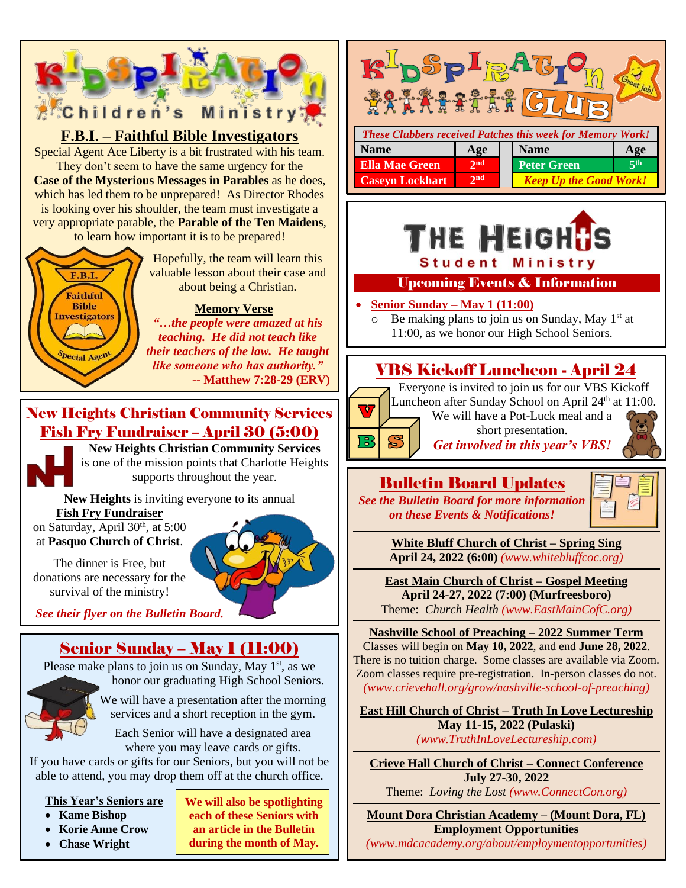# KIDSPIRATION Children's Ministry

## F.B.I. – Faithful Bible Investigators

Special Agent Ace Liberty is a bit frustrated with his team. They don't seem to have the same urgency for the **Case of the Mysterious Messages in Parables** as he does, which has led them to be unprepared! As Director Rhodes is looking over his shoulder, the team must investigate a very appropriate parable, the **Parable of the Ten Maidens**, to learn how important it is to be prepared!

Hopefully, the team will learn this valuable lesson about their case and about being a Christian.

**Memory Verse**

***"…the people were amazed at his teaching. He did not teach like their teachers of the law. He taught like someone who has authority."***
**-- Matthew 7:28-29 (ERV)**

## New Heights Christian Community Services
## Fish Fry Fundraiser – April 30 (5:00)

**New Heights Christian Community Services** is one of the mission points that Charlotte Heights supports throughout the year.

**New Heights** is inviting everyone to its annual **Fish Fry Fundraiser** on Saturday, April 30th, at 5:00 at **Pasquo Church of Christ**.

The dinner is Free, but donations are necessary for the survival of the ministry!

*See their flyer on the Bulletin Board.*

## Senior Sunday – May 1 (11:00)

Please make plans to join us on Sunday, May 1st, as we honor our graduating High School Seniors.

We will have a presentation after the morning services and a short reception in the gym.

Each Senior will have a designated area where you may leave cards or gifts.

If you have cards or gifts for our Seniors, but you will not be able to attend, you may drop them off at the church office.

**This Year's Seniors are**
- **Kame Bishop**
- **Korie Anne Crow**
- **Chase Wright**

**We will also be spotlighting each of these Seniors with an article in the Bulletin during the month of May.**

# KIDSPIRATION CLUB

*These Clubbers received Patches this week for Memory Work!*

| Name | Age | Name | Age |
|---|---|---|---|
| Ella Mae Green | 2nd | Peter Green | 5th |
| Caseyn Lockhart | 2nd | *Keep Up the Good Work!* | |

# THE HEIGHTS Student Ministry

## Upcoming Events & Information

- **Senior Sunday – May 1 (11:00)**
  - Be making plans to join us on Sunday, May 1st at 11:00, as we honor our High School Seniors.

## VBS Kickoff Luncheon - April 24

Everyone is invited to join us for our VBS Kickoff Luncheon after Sunday School on April 24th at 11:00. We will have a Pot-Luck meal and a short presentation.

*Get involved in this year's VBS!*

## Bulletin Board Updates

*See the Bulletin Board for more information on these Events & Notifications!*

**White Bluff Church of Christ – Spring Sing**
**April 24, 2022 (6:00)** *(www.whitebluffcoc.org)*

**East Main Church of Christ – Gospel Meeting**
**April 24-27, 2022 (7:00) (Murfreesboro)**
Theme: *Church Health (www.EastMainCofC.org)*

**Nashville School of Preaching – 2022 Summer Term**
Classes will begin on **May 10, 2022**, and end **June 28, 2022**. There is no tuition charge. Some classes are available via Zoom. Zoom classes require pre-registration. In-person classes do not.
*(www.crievehall.org/grow/nashville-school-of-preaching)*

**East Hill Church of Christ – Truth In Love Lectureship**
**May 11-15, 2022 (Pulaski)**
*(www.TruthInLoveLectureship.com)*

**Crieve Hall Church of Christ – Connect Conference**
**July 27-30, 2022**
Theme: *Loving the Lost (www.ConnectCon.org)*

**Mount Dora Christian Academy – (Mount Dora, FL)**
**Employment Opportunities**
*(www.mdcacademy.org/about/employmentopportunities)*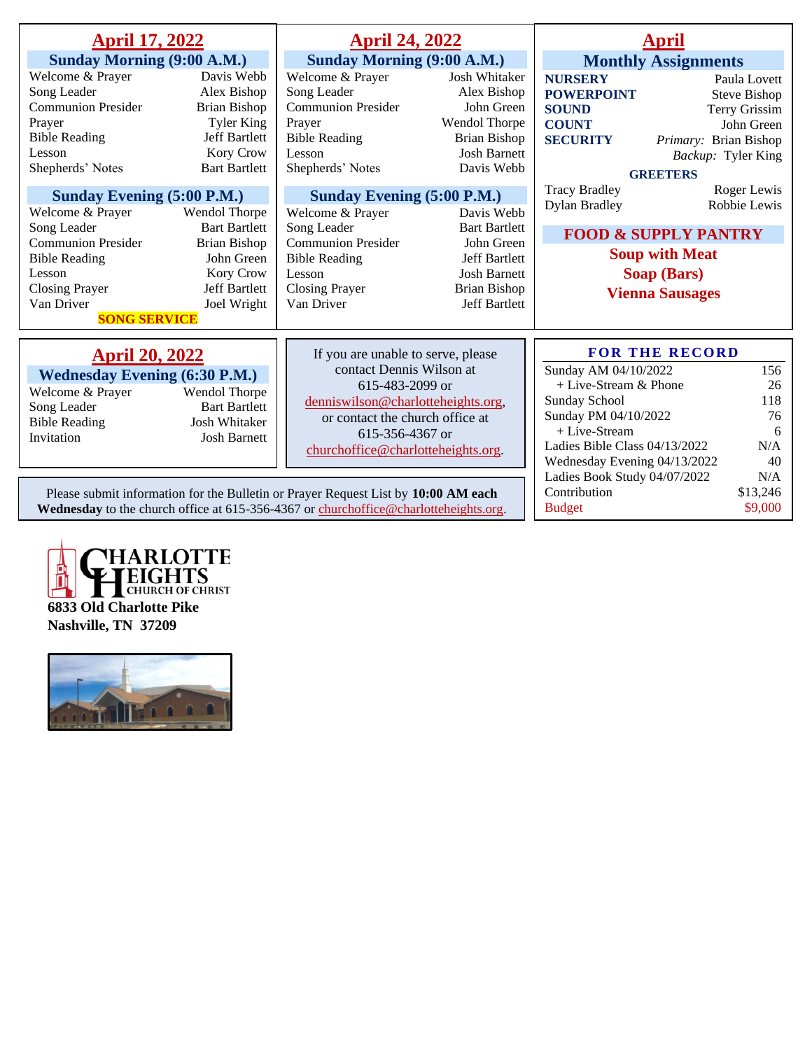## April 17, 2022

**Sunday Morning (9:00 A.M.)**

| | |
|---|---|
| Welcome & Prayer | Davis Webb |
| Song Leader | Alex Bishop |
| Communion Presider | Brian Bishop |
| Prayer | Tyler King |
| Bible Reading | Jeff Bartlett |
| Lesson | Kory Crow |
| Shepherds' Notes | Bart Bartlett |

**Sunday Evening (5:00 P.M.)**

| | |
|---|---|
| Welcome & Prayer | Wendol Thorpe |
| Song Leader | Bart Bartlett |
| Communion Presider | Brian Bishop |
| Bible Reading | John Green |
| Lesson | Kory Crow |
| Closing Prayer | Jeff Bartlett |
| Van Driver | Joel Wright |

**SONG SERVICE**

## April 24, 2022

**Sunday Morning (9:00 A.M.)**

| | |
|---|---|
| Welcome & Prayer | Josh Whitaker |
| Song Leader | Alex Bishop |
| Communion Presider | John Green |
| Prayer | Wendol Thorpe |
| Bible Reading | Brian Bishop |
| Lesson | Josh Barnett |
| Shepherds' Notes | Davis Webb |

**Sunday Evening (5:00 P.M.)**

| | |
|---|---|
| Welcome & Prayer | Davis Webb |
| Song Leader | Bart Bartlett |
| Communion Presider | John Green |
| Bible Reading | Jeff Bartlett |
| Lesson | Josh Barnett |
| Closing Prayer | Brian Bishop |
| Van Driver | Jeff Bartlett |

## April

**Monthly Assignments**

| | |
|---|---|
| **NURSERY** | Paula Lovett |
| **POWERPOINT** | Steve Bishop |
| **SOUND** | Terry Grissim |
| **COUNT** | John Green |
| **SECURITY** | *Primary:* Brian Bishop |
| | *Backup:* Tyler King |

**GREETERS**

| | |
|---|---|
| Tracy Bradley | Roger Lewis |
| Dylan Bradley | Robbie Lewis |

**FOOD & SUPPLY PANTRY**

**Soup with Meat**
**Soap (Bars)**
**Vienna Sausages**

## April 20, 2022

**Wednesday Evening (6:30 P.M.)**

| | |
|---|---|
| Welcome & Prayer | Wendol Thorpe |
| Song Leader | Bart Bartlett |
| Bible Reading | Josh Whitaker |
| Invitation | Josh Barnett |

If you are unable to serve, please contact Dennis Wilson at 615-483-2099 or denniswilson@charlotteheights.org, or contact the church office at 615-356-4367 or churchoffice@charlotteheights.org.

Please submit information for the Bulletin or Prayer Request List by **10:00 AM each Wednesday** to the church office at 615-356-4367 or churchoffice@charlotteheights.org.

**FOR THE RECORD**

| | |
|---|---|
| Sunday AM 04/10/2022 | 156 |
| + Live-Stream & Phone | 26 |
| Sunday School | 118 |
| Sunday PM 04/10/2022 | 76 |
| + Live-Stream | 6 |
| Ladies Bible Class 04/13/2022 | N/A |
| Wednesday Evening 04/13/2022 | 40 |
| Ladies Book Study 04/07/2022 | N/A |
| Contribution | $13,246 |
| Budget | $9,000 |

CHARLOTTE HEIGHTS CHURCH OF CHRIST

**6833 Old Charlotte Pike**
**Nashville, TN 37209**